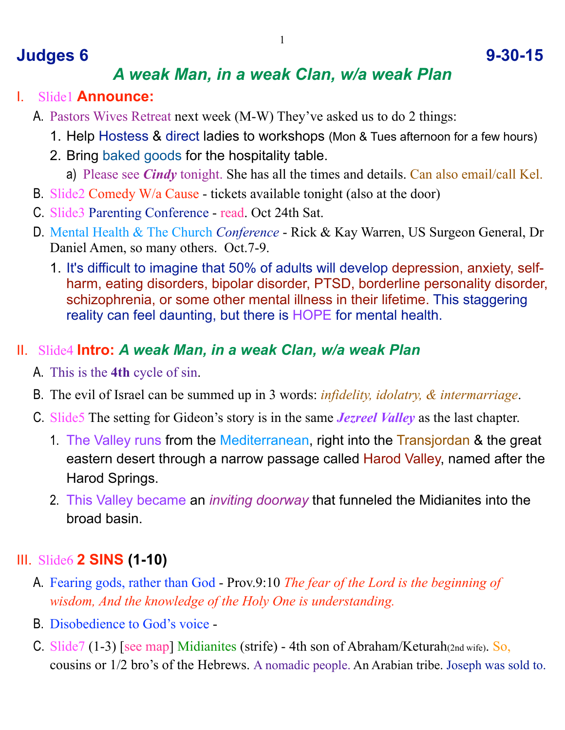# Judges 6 — 9-30-15

## *A weak Man, in a weak Clan, w/a weak Plan*

I. Slide1 **Announce:**

A. Pastors Wives Retreat next week (M-W) They've asked us to do 2 things:

1. Help Hostess & direct ladies to workshops (Mon & Tues afternoon for a few hours)
2. Bring baked goods for the hospitality table.
   a) Please see ***Cindy*** tonight. She has all the times and details. Can also email/call Kel.

B. Slide2 Comedy W/a Cause - tickets available tonight (also at the door)

C. Slide3 Parenting Conference - read. Oct 24th Sat.

D. Mental Health & The Church *Conference* - Rick & Kay Warren, US Surgeon General, Dr Daniel Amen, so many others. Oct.7-9.

1. It's difficult to imagine that 50% of adults will develop depression, anxiety, self-harm, eating disorders, bipolar disorder, PTSD, borderline personality disorder, schizophrenia, or some other mental illness in their lifetime. This staggering reality can feel daunting, but there is HOPE for mental health.

II. Slide4 **Intro:** ***A weak Man, in a weak Clan, w/a weak Plan***

A. This is the **4th** cycle of sin.

B. The evil of Israel can be summed up in 3 words: *infidelity, idolatry, & intermarriage*.

C. Slide5 The setting for Gideon's story is in the same ***Jezreel Valley*** as the last chapter.

1. The Valley runs from the Mediterranean, right into the Transjordan & the great eastern desert through a narrow passage called Harod Valley, named after the Harod Springs.
2. This Valley became an *inviting doorway* that funneled the Midianites into the broad basin.

III. Slide6 **2 SINS (1-10)**

A. Fearing gods, rather than God - Prov.9:10 *The fear of the Lord is the beginning of wisdom, And the knowledge of the Holy One is understanding.*

B. Disobedience to God's voice -

C. Slide7 (1-3) [see map] Midianites (strife) - 4th son of Abraham/Keturah(2nd wife). So, cousins or 1/2 bro's of the Hebrews. A nomadic people. An Arabian tribe. Joseph was sold to.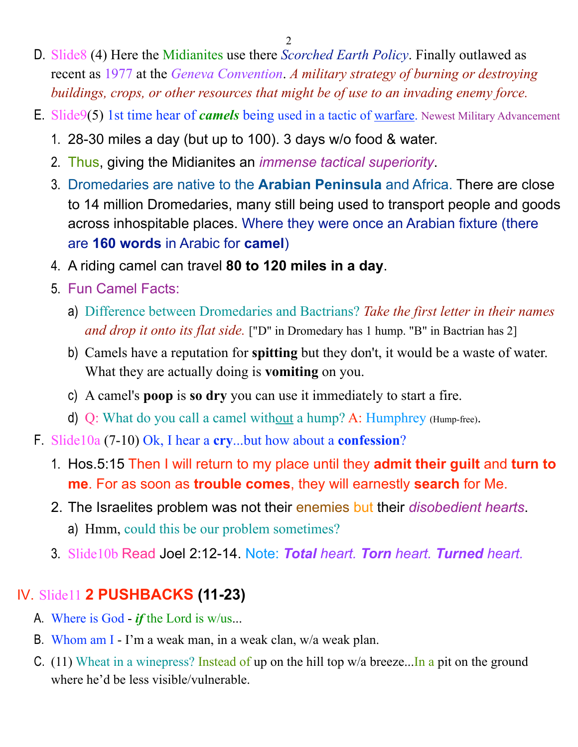D. Slide8 (4) Here the Midianites use there *Scorched Earth Policy*. Finally outlawed as recent as 1977 at the *Geneva Convention*. *A military strategy of burning or destroying buildings, crops, or other resources that might be of use to an invading enemy force.*

E. Slide9(5) 1st time hear of ***camels*** being used in a tactic of warfare. Newest Military Advancement

1. 28-30 miles a day (but up to 100). 3 days w/o food & water.
2. Thus, giving the Midianites an *immense tactical superiority*.
3. Dromedaries are native to the **Arabian Peninsula** and Africa. There are close to 14 million Dromedaries, many still being used to transport people and goods across inhospitable places. Where they were once an Arabian fixture (there are **160 words** in Arabic for **camel**)
4. A riding camel can travel **80 to 120 miles in a day**.
5. Fun Camel Facts:
   a) Difference between Dromedaries and Bactrians? *Take the first letter in their names and drop it onto its flat side.* ["D" in Dromedary has 1 hump. "B" in Bactrian has 2]
   b) Camels have a reputation for **spitting** but they don't, it would be a waste of water. What they are actually doing is **vomiting** on you.
   c) A camel's **poop** is **so dry** you can use it immediately to start a fire.
   d) Q: What do you call a camel without a hump? A: Humphrey (Hump-free).

F. Slide10a (7-10) Ok, I hear a **cry**...but how about a **confession**?

1. Hos.5:15 Then I will return to my place until they **admit their guilt** and **turn to me**. For as soon as **trouble comes**, they will earnestly **search** for Me.
2. The Israelites problem was not their enemies but their *disobedient hearts*.
   a) Hmm, could this be our problem sometimes?
3. Slide10b Read Joel 2:12-14. Note: ***Total*** *heart.* ***Torn*** *heart.* ***Turned*** *heart.*

## IV. Slide11 **2 PUSHBACKS (11-23)**

A. Where is God - ***if*** the Lord is w/us...

B. Whom am I - I'm a weak man, in a weak clan, w/a weak plan.

C. (11) Wheat in a winepress? Instead of up on the hill top w/a breeze...In a pit on the ground where he'd be less visible/vulnerable.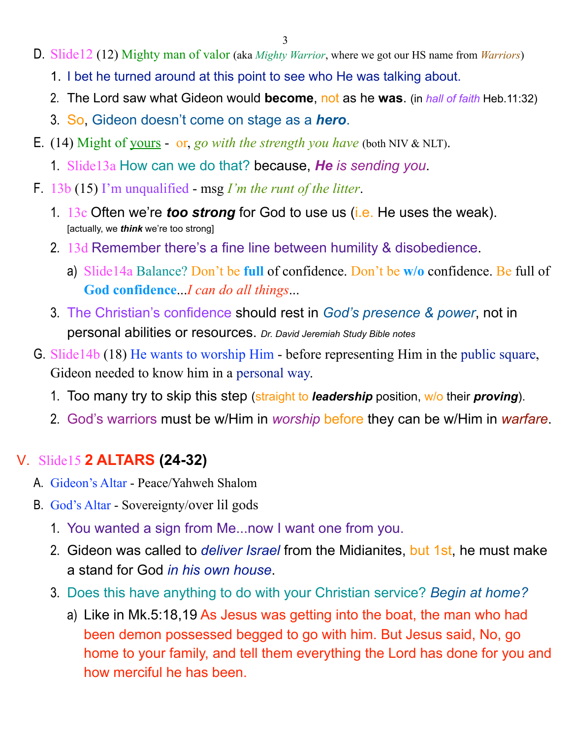D. Slide12 (12) Mighty man of valor (aka *Mighty Warrior*, where we got our HS name from *Warriors*)

1. I bet he turned around at this point to see who He was talking about.
2. The Lord saw what Gideon would **become**, not as he **was**. (in *hall of faith* Heb.11:32)
3. So, Gideon doesn't come on stage as a ***hero***.

E. (14) Might of yours - or, *go with the strength you have* (both NIV & NLT).

1. Slide13a How can we do that? because, ***He** is sending you*.

F. 13b (15) I'm unqualified - msg *I'm the runt of the litter*.

1. 13c Often we're ***too strong*** for God to use us (i.e. He uses the weak). [actually, we ***think*** we're too strong]
2. 13d Remember there's a fine line between humility & disobedience.
   a) Slide14a Balance? Don't be **full** of confidence. Don't be **w/o** confidence. Be full of **God confidence**...*I can do all things*...
3. The Christian's confidence should rest in *God's presence & power*, not in personal abilities or resources. *Dr. David Jeremiah Study Bible notes*

G. Slide14b (18) He wants to worship Him - before representing Him in the public square, Gideon needed to know him in a personal way.

1. Too many try to skip this step (straight to ***leadership*** position, w/o their ***proving***).
2. God's warriors must be w/Him in *worship* before they can be w/Him in *warfare*.

## V. Slide15 **2 ALTARS (24-32)**

A. Gideon's Altar - Peace/Yahweh Shalom

B. God's Altar - Sovereignty/over lil gods

1. You wanted a sign from Me...now I want one from you.
2. Gideon was called to *deliver Israel* from the Midianites, but 1st, he must make a stand for God *in his own house*.
3. Does this have anything to do with your Christian service? *Begin at home?*
   a) Like in Mk.5:18,19 As Jesus was getting into the boat, the man who had been demon possessed begged to go with him. But Jesus said, No, go home to your family, and tell them everything the Lord has done for you and how merciful he has been.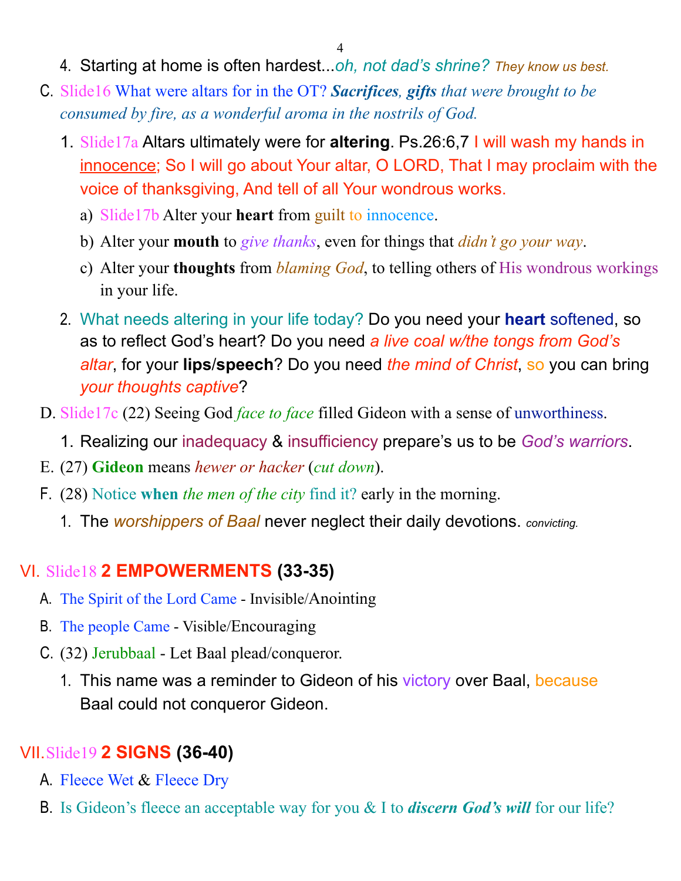4. Starting at home is often hardest...*oh, not dad's shrine?* *They know us best.*

C. Slide16 What were altars for in the OT? ***Sacrifices***, ***gifts*** *that were brought to be consumed by fire, as a wonderful aroma in the nostrils of God.*

1. Slide17a Altars ultimately were for **altering**. Ps.26:6,7 I will wash my hands in innocence; So I will go about Your altar, O LORD, That I may proclaim with the voice of thanksgiving, And tell of all Your wondrous works.
   a) Slide17b Alter your **heart** from guilt to innocence.
   b) Alter your **mouth** to *give thanks*, even for things that *didn't go your way*.
   c) Alter your **thoughts** from *blaming God*, to telling others of His wondrous workings in your life.
2. What needs altering in your life today? Do you need your **heart** softened, so as to reflect God's heart? Do you need *a live coal w/the tongs from God's altar*, for your **lips/speech**? Do you need *the mind of Christ*, so you can bring *your thoughts captive*?

D. Slide17c (22) Seeing God *face to face* filled Gideon with a sense of unworthiness.

1. Realizing our inadequacy & insufficiency prepare's us to be *God's warriors*.

E. (27) **Gideon** means *hewer or hacker* (*cut down*).

F. (28) Notice **when** *the men of the city* find it? early in the morning.

1. The *worshippers of Baal* never neglect their daily devotions. *convicting.*

## VI. Slide18 **2 EMPOWERMENTS (33-35)**

A. The Spirit of the Lord Came - Invisible/Anointing

B. The people Came - Visible/Encouraging

C. (32) Jerubbaal - Let Baal plead/conqueror.

1. This name was a reminder to Gideon of his victory over Baal, because Baal could not conqueror Gideon.

## VII. Slide19 **2 SIGNS (36-40)**

A. Fleece Wet & Fleece Dry

B. Is Gideon's fleece an acceptable way for you & I to ***discern God's will*** for our life?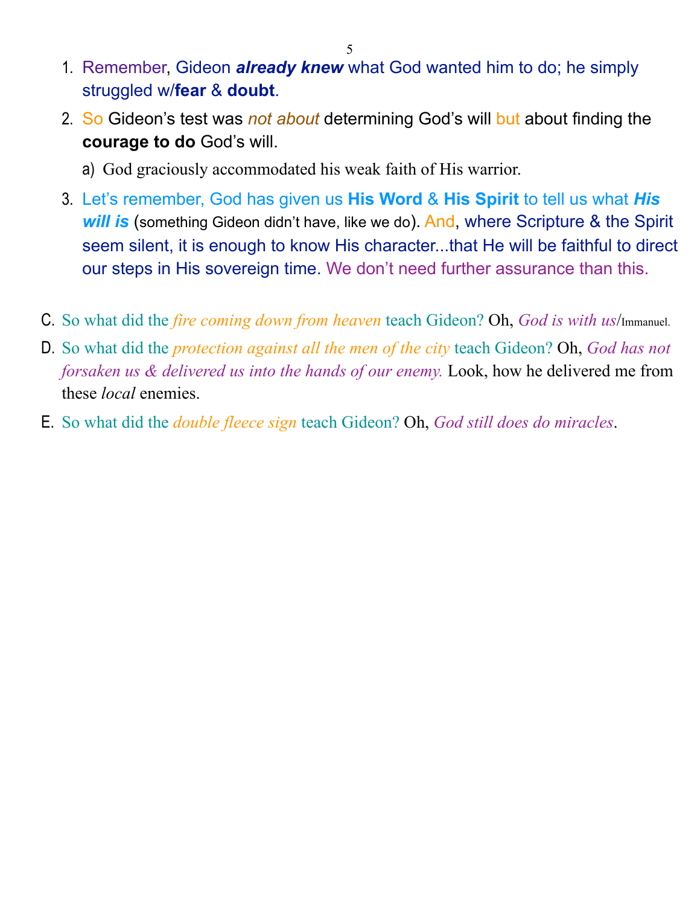1. Remember, Gideon ***already knew*** what God wanted him to do; he simply struggled w/**fear** & **doubt**.
2. So Gideon's test was *not about* determining God's will but about finding the **courage to do** God's will.
   a) God graciously accommodated his weak faith of His warrior.
3. Let's remember, God has given us **His Word** & **His Spirit** to tell us what ***His will is*** (something Gideon didn't have, like we do). And, where Scripture & the Spirit seem silent, it is enough to know His character...that He will be faithful to direct our steps in His sovereign time. We don't need further assurance than this.

C. So what did the *fire coming down from heaven* teach Gideon? Oh, *God is with us*/Immanuel.

D. So what did the *protection against all the men of the city* teach Gideon? Oh, *God has not forsaken us & delivered us into the hands of our enemy.* Look, how he delivered me from these *local* enemies.

E. So what did the *double fleece sign* teach Gideon? Oh, *God still does do miracles*.